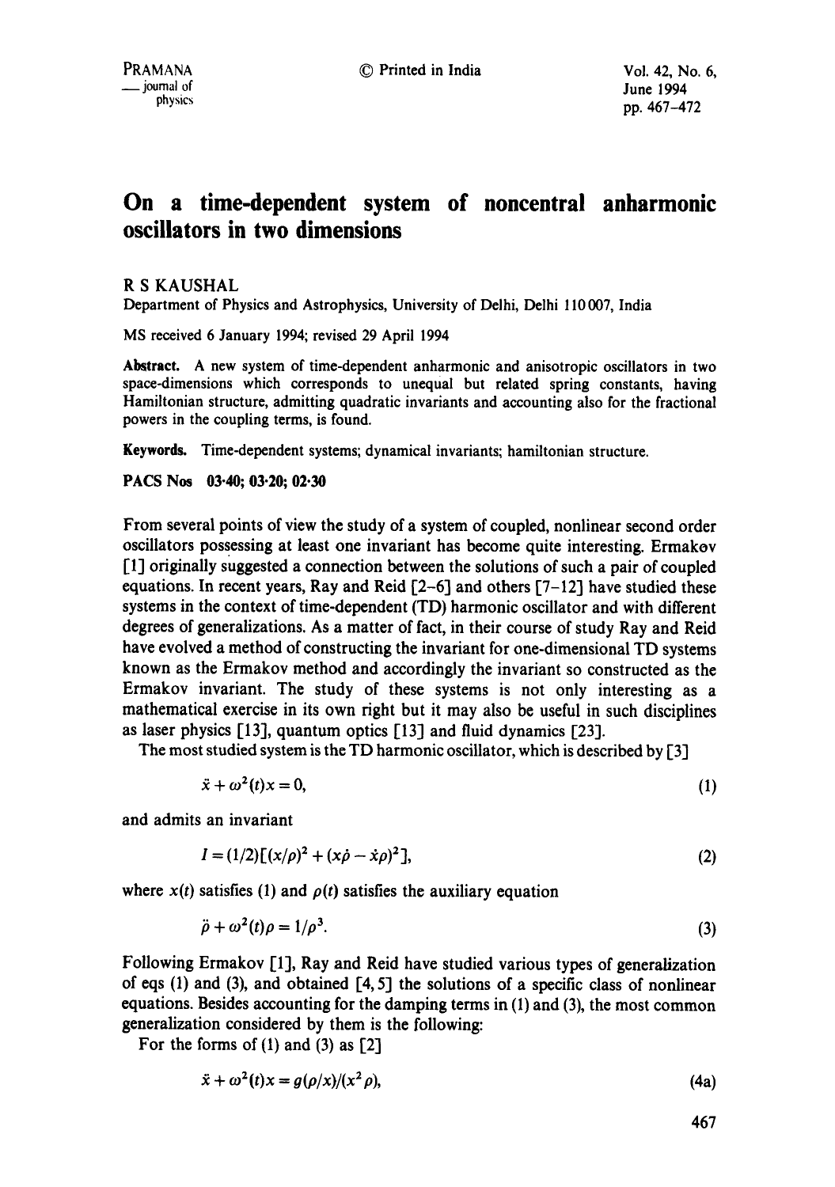# On a time-dependent system of noncentral anharmonic oscillators in two dimensions

R S KAUSHAL

Department of Physics and Astrophysics, University of Delhi, Delhi 110 007, India

MS received 6 January 1994; revised 29 April 1994

**Abstract.** A new system of time-dependent anharmonic and anisotropic oscillators in two space-dimensions which corresponds to unequal but related spring constants, having Hamiltonian structure, admitting quadratic invariants and accounting also for the fractional powers in the coupling terms, is found.

**Keywords.** Time-dependent systems; dynamical invariants; hamiltonian structure.

**PACS Nos** 03·40; 03·20; 02·30

From several points of view the study of a system of coupled, nonlinear second order oscillators possessing at least one invariant has become quite interesting. Ermakov [1] originally suggested a connection between the solutions of such a pair of coupled equations. In recent years, Ray and Reid [2–6] and others [7–12] have studied these systems in the context of time-dependent (TD) harmonic oscillator and with different degrees of generalizations. As a matter of fact, in their course of study Ray and Reid have evolved a method of constructing the invariant for one-dimensional TD systems known as the Ermakov method and accordingly the invariant so constructed as the Ermakov invariant. The study of these systems is not only interesting as a mathematical exercise in its own right but it may also be useful in such disciplines as laser physics [13], quantum optics [13] and fluid dynamics [23].

The most studied system is the TD harmonic oscillator, which is described by [3]

$$\ddot{x} + \omega^2(t)x = 0, \tag{1}$$

and admits an invariant

$$I = (1/2)[(x/\rho)^2 + (x\dot{\rho} - \dot{x}\rho)^2], \tag{2}$$

where $x(t)$ satisfies (1) and $\rho(t)$ satisfies the auxiliary equation

$$\ddot{\rho} + \omega^2(t)\rho = 1/\rho^3. \tag{3}$$

Following Ermakov [1], Ray and Reid have studied various types of generalization of eqs (1) and (3), and obtained [4, 5] the solutions of a specific class of nonlinear equations. Besides accounting for the damping terms in (1) and (3), the most common generalization considered by them is the following:

For the forms of (1) and (3) as [2]

$$\ddot{x} + \omega^2(t)x = g(\rho/x)/(x^2\rho), \tag{4a}$$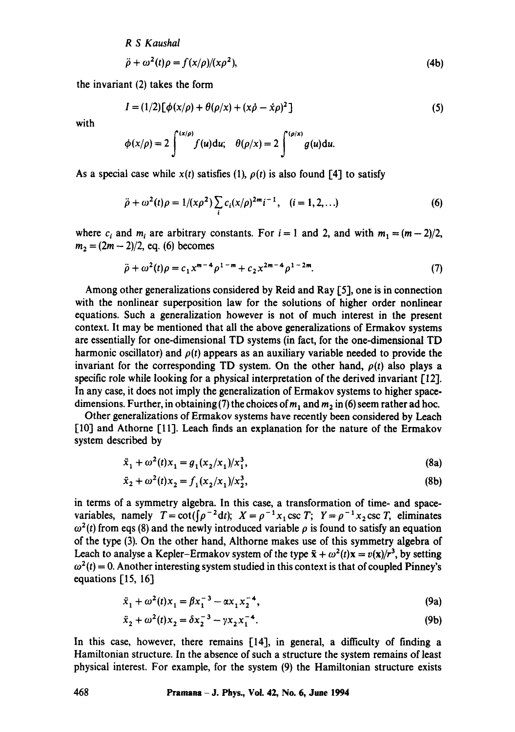$$\ddot{\rho} + \omega^2(t)\rho = f(x/\rho)/(x\rho^2), \tag{4b}$$

the invariant (2) takes the form

$$I = (1/2)[\phi(x/\rho) + \theta(\rho/x) + (x\dot{\rho} - \dot{x}\rho)^2] \tag{5}$$

with

$$\phi(x/\rho) = 2\int^{(x/\rho)} f(u)\mathrm{d}u; \quad \theta(\rho/x) = 2\int^{(\rho/x)} g(u)\mathrm{d}u.$$

As a special case while $x(t)$ satisfies (1), $\rho(t)$ is also found [4] to satisfy

$$\ddot{\rho} + \omega^2(t)\rho = 1/(x\rho^2)\sum_i c_i(x/\rho)^{2m_i - 1}, \quad (i = 1, 2, \ldots) \tag{6}$$

where $c_i$ and $m_i$ are arbitrary constants. For $i = 1$ and 2, and with $m_1 = (m-2)/2$, $m_2 = (2m-2)/2$, eq. (6) becomes

$$\ddot{\rho} + \omega^2(t)\rho = c_1 x^{m-4}\rho^{1-m} + c_2 x^{2m-4}\rho^{1-2m}. \tag{7}$$

Among other generalizations considered by Reid and Ray [5], one is in connection with the nonlinear superposition law for the solutions of higher order nonlinear equations. Such a generalization however is not of much interest in the present context. It may be mentioned that all the above generalizations of Ermakov systems are essentially for one-dimensional TD systems (in fact, for the one-dimensional TD harmonic oscillator) and $\rho(t)$ appears as an auxiliary variable needed to provide the invariant for the corresponding TD system. On the other hand, $\rho(t)$ also plays a specific role while looking for a physical interpretation of the derived invariant [12]. In any case, it does not imply the generalization of Ermakov systems to higher space-dimensions. Further, in obtaining (7) the choices of $m_1$ and $m_2$ in (6) seem rather ad hoc.

Other generalizations of Ermakov systems have recently been considered by Leach [10] and Athorne [11]. Leach finds an explanation for the nature of the Ermakov system described by

$$\ddot{x}_1 + \omega^2(t)x_1 = g_1(x_2/x_1)/x_1^3, \tag{8a}$$

$$\ddot{x}_2 + \omega^2(t)x_2 = f_1(x_2/x_1)/x_2^3, \tag{8b}$$

in terms of a symmetry algebra. In this case, a transformation of time- and space-variables, namely $T = \cot(\int \rho^{-2}\mathrm{d}t)$; $X = \rho^{-1}x_1 \csc T$; $Y = \rho^{-1}x_2 \csc T$, eliminates $\omega^2(t)$ from eqs (8) and the newly introduced variable $\rho$ is found to satisfy an equation of the type (3). On the other hand, Althorne makes use of this symmetry algebra of Leach to analyse a Kepler–Ermakov system of the type $\ddot{\mathbf{x}} + \omega^2(t)\mathbf{x} = v(\mathbf{x})/r^3$, by setting $\omega^2(t) = 0$. Another interesting system studied in this context is that of coupled Pinney's equations [15, 16]

$$\ddot{x}_1 + \omega^2(t)x_1 = \beta x_1^{-3} - \alpha x_1 x_2^{-4}, \tag{9a}$$

$$\ddot{x}_2 + \omega^2(t)x_2 = \delta x_2^{-3} - \gamma x_2 x_1^{-4}. \tag{9b}$$

In this case, however, there remains [14], in general, a difficulty of finding a Hamiltonian structure. In the absence of such a structure the system remains of least physical interest. For example, for the system (9) the Hamiltonian structure exists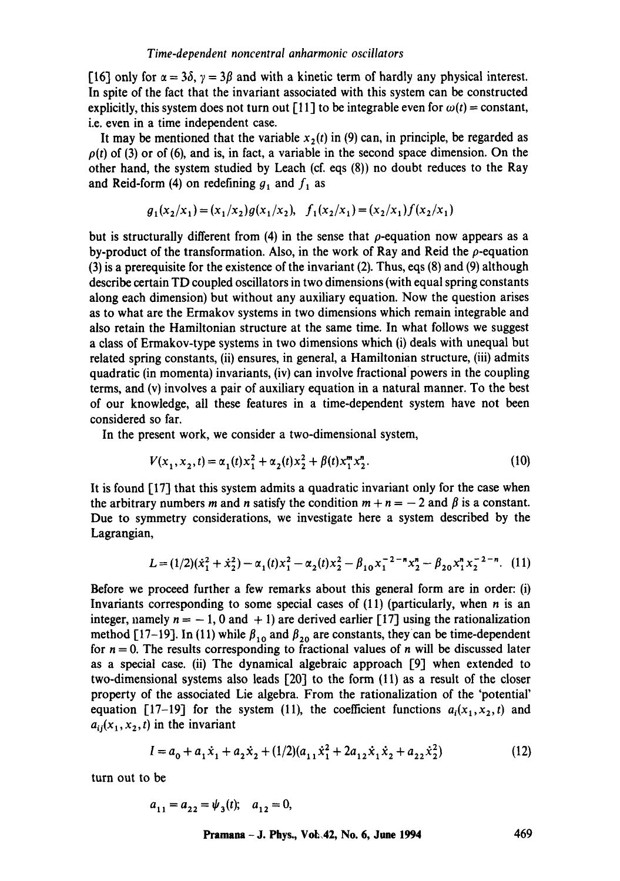[16] only for $\alpha = 3\delta$, $\gamma = 3\beta$ and with a kinetic term of hardly any physical interest. In spite of the fact that the invariant associated with this system can be constructed explicitly, this system does not turn out [11] to be integrable even for $\omega(t) =$ constant, i.e. even in a time independent case.

It may be mentioned that the variable $x_2(t)$ in (9) can, in principle, be regarded as $\rho(t)$ of (3) or of (6), and is, in fact, a variable in the second space dimension. On the other hand, the system studied by Leach (cf. eqs (8)) no doubt reduces to the Ray and Reid-form (4) on redefining $g_1$ and $f_1$ as

$$g_1(x_2/x_1) = (x_1/x_2)g(x_1/x_2), \quad f_1(x_2/x_1) = (x_2/x_1)f(x_2/x_1)$$

but is structurally different from (4) in the sense that $\rho$-equation now appears as a by-product of the transformation. Also, in the work of Ray and Reid the $\rho$-equation (3) is a prerequisite for the existence of the invariant (2). Thus, eqs (8) and (9) although describe certain TD coupled oscillators in two dimensions (with equal spring constants along each dimension) but without any auxiliary equation. Now the question arises as to what are the Ermakov systems in two dimensions which remain integrable and also retain the Hamiltonian structure at the same time. In what follows we suggest a class of Ermakov-type systems in two dimensions which (i) deals with unequal but related spring constants, (ii) ensures, in general, a Hamiltonian structure, (iii) admits quadratic (in momenta) invariants, (iv) can involve fractional powers in the coupling terms, and (v) involves a pair of auxiliary equation in a natural manner. To the best of our knowledge, all these features in a time-dependent system have not been considered so far.

In the present work, we consider a two-dimensional system,

$$V(x_1, x_2, t) = \alpha_1(t)x_1^2 + \alpha_2(t)x_2^2 + \beta(t)x_1^m x_2^n. \tag{10}$$

It is found [17] that this system admits a quadratic invariant only for the case when the arbitrary numbers $m$ and $n$ satisfy the condition $m + n = -2$ and $\beta$ is a constant. Due to symmetry considerations, we investigate here a system described by the Lagrangian,

$$L = (1/2)(\dot{x}_1^2 + \dot{x}_2^2) - \alpha_1(t)x_1^2 - \alpha_2(t)x_2^2 - \beta_{10}x_1^{-2-n}x_2^n - \beta_{20}x_1^n x_2^{-2-n}. \tag{11}$$

Before we proceed further a few remarks about this general form are in order: (i) Invariants corresponding to some special cases of (11) (particularly, when $n$ is an integer, namely $n = -1, 0$ and $+1$) are derived earlier [17] using the rationalization method [17–19]. In (11) while $\beta_{10}$ and $\beta_{20}$ are constants, they can be time-dependent for $n = 0$. The results corresponding to fractional values of $n$ will be discussed later as a special case. (ii) The dynamical algebraic approach [9] when extended to two-dimensional systems also leads [20] to the form (11) as a result of the closer property of the associated Lie algebra. From the rationalization of the 'potential' equation [17–19] for the system (11), the coefficient functions $a_i(x_1, x_2, t)$ and $a_{ij}(x_1, x_2, t)$ in the invariant

$$I = a_0 + a_1\dot{x}_1 + a_2\dot{x}_2 + (1/2)(a_{11}\dot{x}_1^2 + 2a_{12}\dot{x}_1\dot{x}_2 + a_{22}\dot{x}_2^2) \tag{12}$$

turn out to be

$$a_{11} = a_{22} = \psi_3(t); \quad a_{12} = 0,$$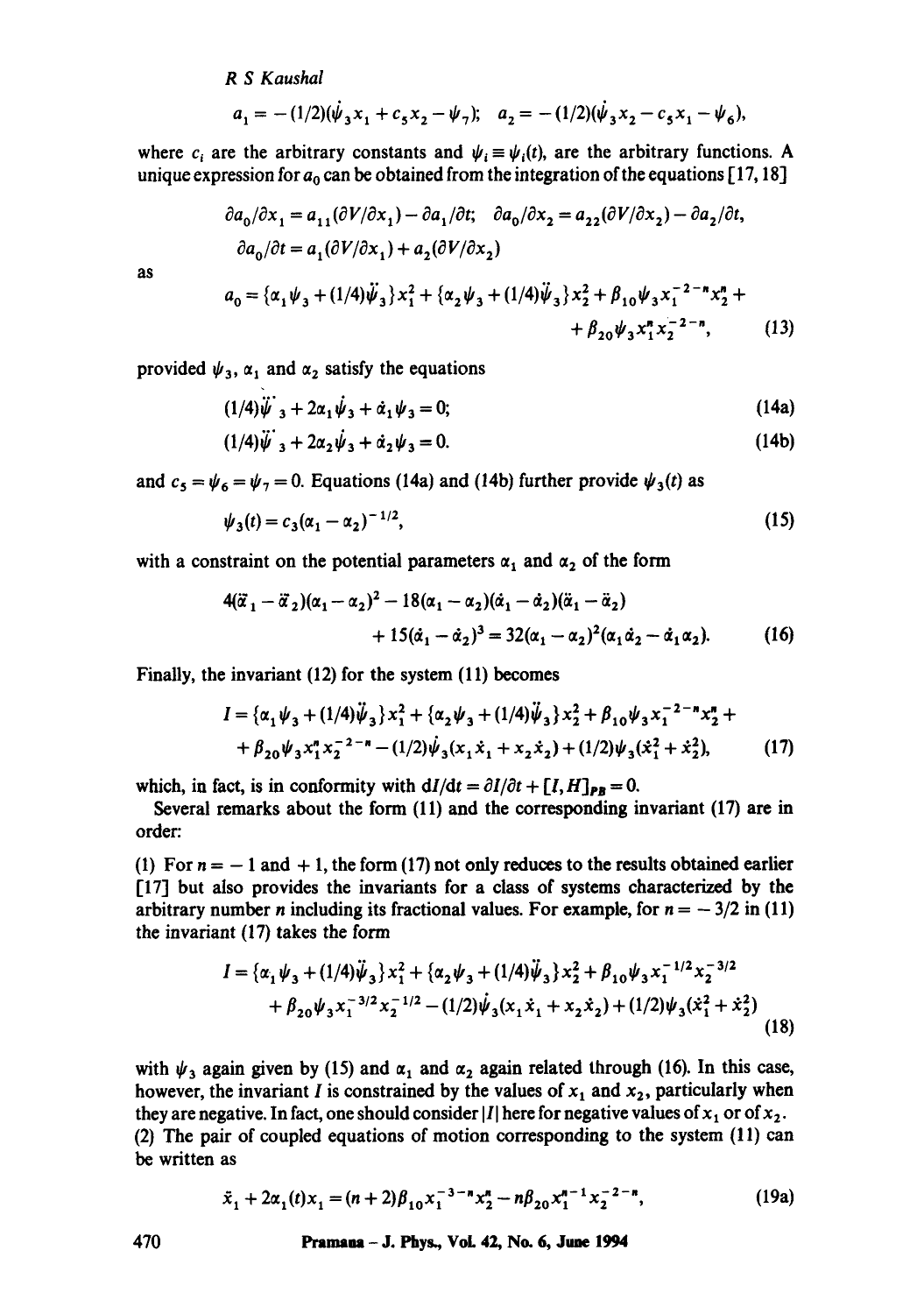$$a_1 = -(1/2)(\dot{\psi}_3 x_1 + c_5 x_2 - \psi_7); \quad a_2 = -(1/2)(\dot{\psi}_3 x_2 - c_5 x_1 - \psi_6),$$

where $c_i$ are the arbitrary constants and $\psi_i \equiv \psi_i(t)$, are the arbitrary functions. A unique expression for $a_0$ can be obtained from the integration of the equations [17, 18]

$$\partial a_0/\partial x_1 = a_{11}(\partial V/\partial x_1) - \partial a_1/\partial t; \quad \partial a_0/\partial x_2 = a_{22}(\partial V/\partial x_2) - \partial a_2/\partial t,$$

$$\partial a_0/\partial t = a_1(\partial V/\partial x_1) + a_2(\partial V/\partial x_2)$$

as

$$a_0 = \{\alpha_1 \psi_3 + (1/4)\ddot{\psi}_3\} x_1^2 + \{\alpha_2 \psi_3 + (1/4)\ddot{\psi}_3\} x_2^2 + \beta_{10}\psi_3 x_1^{-2-n} x_2^n + \beta_{20}\psi_3 x_1^n x_2^{-2-n}, \tag{13}$$

provided $\psi_3$, $\alpha_1$ and $\alpha_2$ satisfy the equations

$$(1/4)\dddot{\psi}_3 + 2\alpha_1\dot{\psi}_3 + \dot{\alpha}_1\psi_3 = 0; \tag{14a}$$

$$(1/4)\dddot{\psi}_3 + 2\alpha_2\dot{\psi}_3 + \dot{\alpha}_2\psi_3 = 0. \tag{14b}$$

and $c_5 = \psi_6 = \psi_7 = 0$. Equations (14a) and (14b) further provide $\psi_3(t)$ as

$$\psi_3(t) = c_3(\alpha_1 - \alpha_2)^{-1/2}, \tag{15}$$

with a constraint on the potential parameters $\alpha_1$ and $\alpha_2$ of the form

$$4(\dddot{\alpha}_1 - \dddot{\alpha}_2)(\alpha_1 - \alpha_2)^2 - 18(\alpha_1 - \alpha_2)(\dot{\alpha}_1 - \dot{\alpha}_2)(\ddot{\alpha}_1 - \ddot{\alpha}_2) + 15(\dot{\alpha}_1 - \dot{\alpha}_2)^3 = 32(\alpha_1 - \alpha_2)^2(\alpha_1\dot{\alpha}_2 - \dot{\alpha}_1\alpha_2). \tag{16}$$

Finally, the invariant (12) for the system (11) becomes

$$I = \{\alpha_1\psi_3 + (1/4)\ddot{\psi}_3\}x_1^2 + \{\alpha_2\psi_3 + (1/4)\ddot{\psi}_3\}x_2^2 + \beta_{10}\psi_3 x_1^{-2-n}x_2^n + \beta_{20}\psi_3 x_1^n x_2^{-2-n} - (1/2)\dot{\psi}_3(x_1\dot{x}_1 + x_2\dot{x}_2) + (1/2)\psi_3(\dot{x}_1^2 + \dot{x}_2^2), \tag{17}$$

which, in fact, is in conformity with $dI/dt = \partial I/\partial t + [I, H]_{PB} = 0$.

Several remarks about the form (11) and the corresponding invariant (17) are in order:

(1) For $n = -1$ and $+1$, the form (17) not only reduces to the results obtained earlier [17] but also provides the invariants for a class of systems characterized by the arbitrary number $n$ including its fractional values. For example, for $n = -3/2$ in (11) the invariant (17) takes the form

$$I = \{\alpha_1\psi_3 + (1/4)\ddot{\psi}_3\}x_1^2 + \{\alpha_2\psi_3 + (1/4)\ddot{\psi}_3\}x_2^2 + \beta_{10}\psi_3 x_1^{-1/2}x_2^{-3/2} + \beta_{20}\psi_3 x_1^{-3/2}x_2^{-1/2} - (1/2)\dot{\psi}_3(x_1\dot{x}_1 + x_2\dot{x}_2) + (1/2)\psi_3(\dot{x}_1^2 + \dot{x}_2^2) \tag{18}$$

with $\psi_3$ again given by (15) and $\alpha_1$ and $\alpha_2$ again related through (16). In this case, however, the invariant $I$ is constrained by the values of $x_1$ and $x_2$, particularly when they are negative. In fact, one should consider $|I|$ here for negative values of $x_1$ or of $x_2$.

(2) The pair of coupled equations of motion corresponding to the system (11) can be written as

$$\ddot{x}_1 + 2\alpha_1(t)x_1 = (n+2)\beta_{10}x_1^{-3-n}x_2^n - n\beta_{20}x_1^{n-1}x_2^{-2-n}, \tag{19a}$$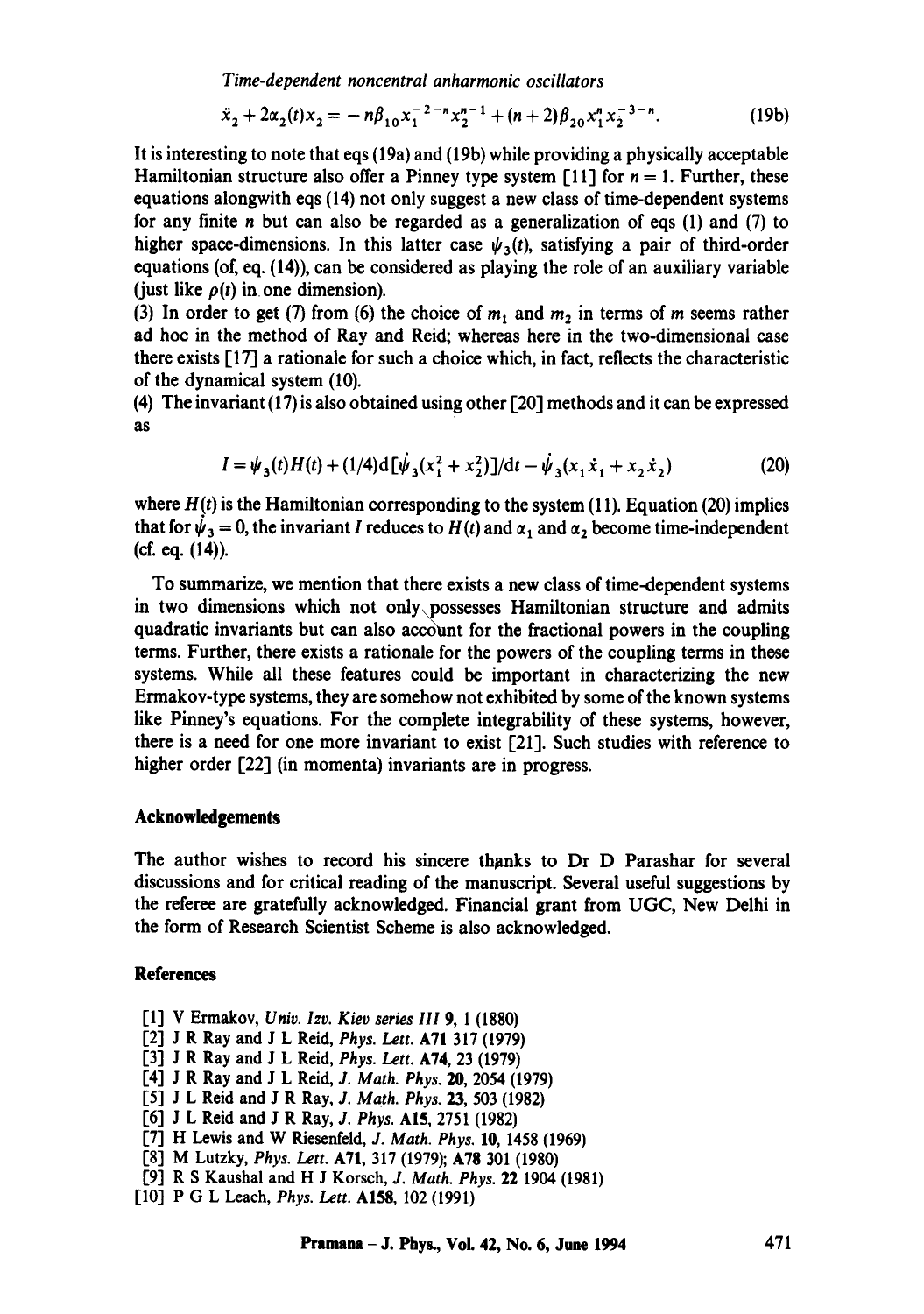$$\ddot{x}_2 + 2\alpha_2(t)x_2 = -n\beta_{10}x_1^{-2-n}x_2^{n-1} + (n+2)\beta_{20}x_1^n x_2^{-3-n}. \tag{19b}$$

It is interesting to note that eqs (19a) and (19b) while providing a physically acceptable Hamiltonian structure also offer a Pinney type system [11] for $n = 1$. Further, these equations alongwith eqs (14) not only suggest a new class of time-dependent systems for any finite $n$ but can also be regarded as a generalization of eqs (1) and (7) to higher space-dimensions. In this latter case $\psi_3(t)$, satisfying a pair of third-order equations (of, eq. (14)), can be considered as playing the role of an auxiliary variable (just like $\rho(t)$ in one dimension).

(3) In order to get (7) from (6) the choice of $m_1$ and $m_2$ in terms of $m$ seems rather ad hoc in the method of Ray and Reid; whereas here in the two-dimensional case there exists [17] a rationale for such a choice which, in fact, reflects the characteristic of the dynamical system (10).

(4) The invariant (17) is also obtained using other [20] methods and it can be expressed as

$$I = \psi_3(t)H(t) + (1/4)\mathrm{d}[\dot{\psi}_3(x_1^2 + x_2^2)]/\mathrm{d}t - \dot{\psi}_3(x_1\dot{x}_1 + x_2\dot{x}_2) \tag{20}$$

where $H(t)$ is the Hamiltonian corresponding to the system (11). Equation (20) implies that for $\dot{\psi}_3 = 0$, the invariant $I$ reduces to $H(t)$ and $\alpha_1$ and $\alpha_2$ become time-independent (cf. eq. (14)).

To summarize, we mention that there exists a new class of time-dependent systems in two dimensions which not only possesses Hamiltonian structure and admits quadratic invariants but can also account for the fractional powers in the coupling terms. Further, there exists a rationale for the powers of the coupling terms in these systems. While all these features could be important in characterizing the new Ermakov-type systems, they are somehow not exhibited by some of the known systems like Pinney's equations. For the complete integrability of these systems, however, there is a need for one more invariant to exist [21]. Such studies with reference to higher order [22] (in momenta) invariants are in progress.

## Acknowledgements

The author wishes to record his sincere thanks to Dr D Parashar for several discussions and for critical reading of the manuscript. Several useful suggestions by the referee are gratefully acknowledged. Financial grant from UGC, New Delhi in the form of Research Scientist Scheme is also acknowledged.

## References

[1] V Ermakov, *Univ. Izv. Kiev series III* **9**, 1 (1880)
[2] J R Ray and J L Reid, *Phys. Lett.* **A71** 317 (1979)
[3] J R Ray and J L Reid, *Phys. Lett.* **A74**, 23 (1979)
[4] J R Ray and J L Reid, *J. Math. Phys.* **20**, 2054 (1979)
[5] J L Reid and J R Ray, *J. Math. Phys.* **23**, 503 (1982)
[6] J L Reid and J R Ray, *J. Phys.* **A15**, 2751 (1982)
[7] H Lewis and W Riesenfeld, *J. Math. Phys.* **10**, 1458 (1969)
[8] M Lutzky, *Phys. Lett.* **A71**, 317 (1979); **A78** 301 (1980)
[9] R S Kaushal and H J Korsch, *J. Math. Phys.* **22** 1904 (1981)
[10] P G L Leach, *Phys. Lett.* **A158**, 102 (1991)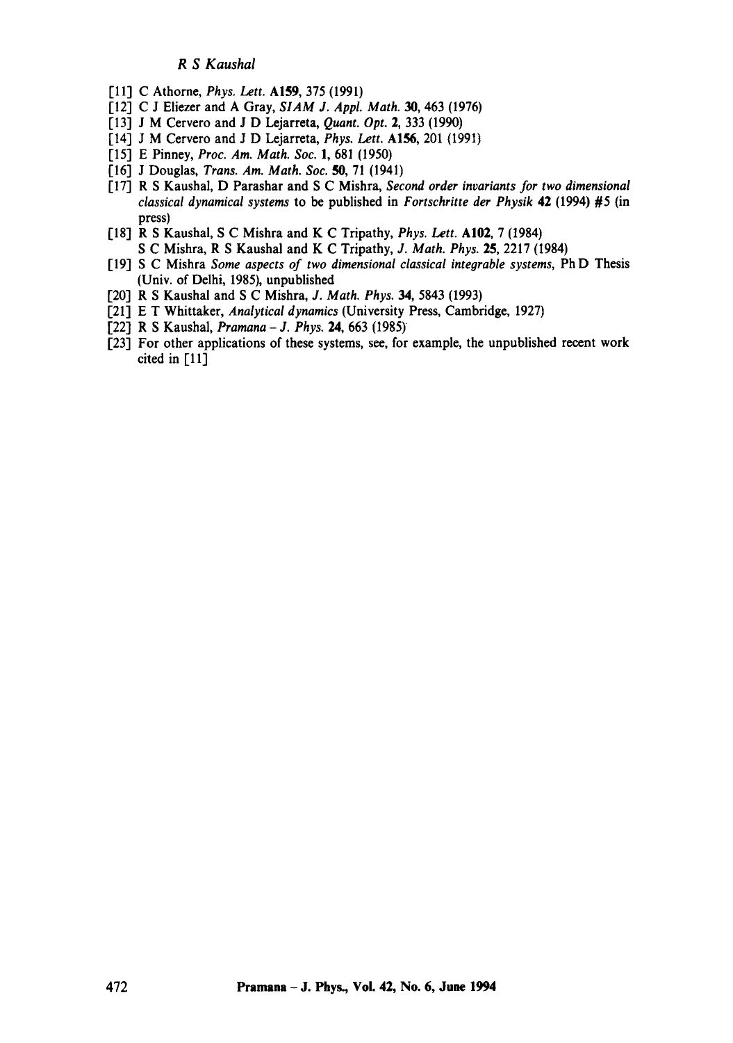[11] C Athorne, *Phys. Lett.* **A159**, 375 (1991)
[12] C J Eliezer and A Gray, *SIAM J. Appl. Math.* **30**, 463 (1976)
[13] J M Cervero and J D Lejarreta, *Quant. Opt.* **2**, 333 (1990)
[14] J M Cervero and J D Lejarreta, *Phys. Lett.* **A156**, 201 (1991)
[15] E Pinney, *Proc. Am. Math. Soc.* **1**, 681 (1950)
[16] J Douglas, *Trans. Am. Math. Soc.* **50**, 71 (1941)
[17] R S Kaushal, D Parashar and S C Mishra, *Second order invariants for two dimensional classical dynamical systems* to be published in *Fortschritte der Physik* **42** (1994) #5 (in press)
[18] R S Kaushal, S C Mishra and K C Tripathy, *Phys. Lett.* **A102**, 7 (1984)
S C Mishra, R S Kaushal and K C Tripathy, *J. Math. Phys.* **25**, 2217 (1984)
[19] S C Mishra *Some aspects of two dimensional classical integrable systems*, Ph D Thesis (Univ. of Delhi, 1985), unpublished
[20] R S Kaushal and S C Mishra, *J. Math. Phys.* **34**, 5843 (1993)
[21] E T Whittaker, *Analytical dynamics* (University Press, Cambridge, 1927)
[22] R S Kaushal, *Pramana – J. Phys.* **24**, 663 (1985)
[23] For other applications of these systems, see, for example, the unpublished recent work cited in [11]